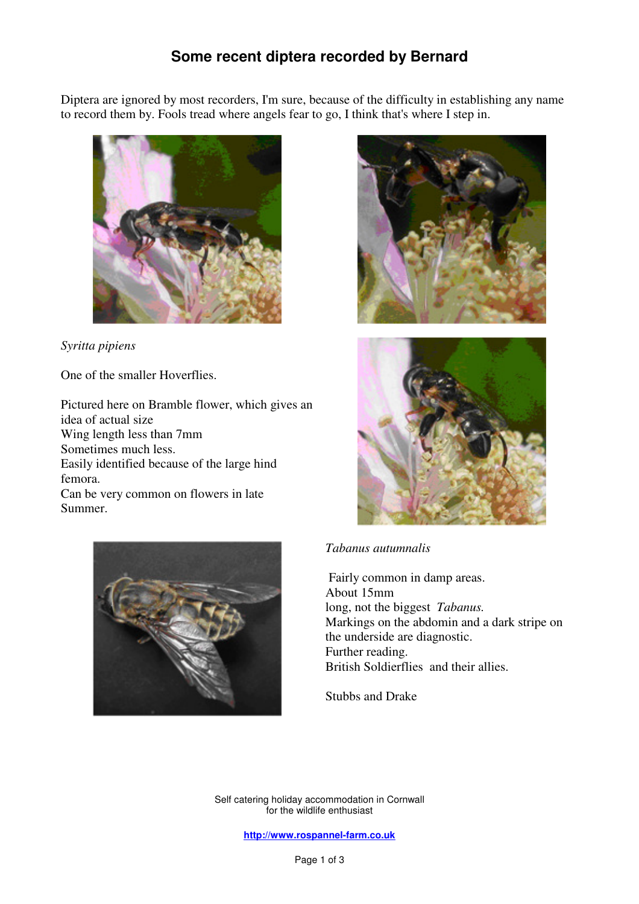# Some recent diptera recorded by Bernard

Diptera are ignored by most recorders, I'm sure, because of the difficulty in establishing any name to record them by. Fools tread where angels fear to go, I think that's where I step in.

*Syritta pipiens*

One of the smaller Hoverflies.

Pictured here on Bramble flower, which gives an idea of actual size
Wing length less than 7mm
Sometimes much less.
Easily identified because of the large hind femora.
Can be very common on flowers in late Summer.

*Tabanus autumnalis*

Fairly common in damp areas.
About 15mm long, not the biggest *Tabanus.*
Markings on the abdomin and a dark stripe on the underside are diagnostic.
Further reading.
British Soldierflies and their allies.

Stubbs and Drake

Self catering holiday accommodation in Cornwall
for the wildlife enthusiast

http://www.rospannel-farm.co.uk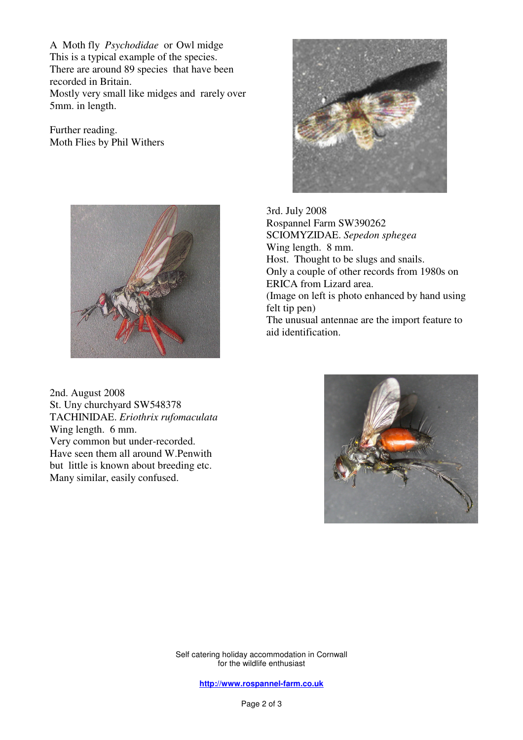A Moth fly *Psychodidae* or Owl midge
This is a typical example of the species.
There are around 89 species that have been recorded in Britain.
Mostly very small like midges and rarely over 5mm. in length.

Further reading.
Moth Flies by Phil Withers

3rd. July 2008
Rospannel Farm SW390262
SCIOMYZIDAE. *Sepedon sphegea*
Wing length. 8 mm.
Host. Thought to be slugs and snails.
Only a couple of other records from 1980s on ERICA from Lizard area.
(Image on left is photo enhanced by hand using felt tip pen)
The unusual antennae are the import feature to aid identification.

2nd. August 2008
St. Uny churchyard SW548378
TACHINIDAE. *Eriothrix rufomaculata*
Wing length. 6 mm.
Very common but under-recorded.
Have seen them all around W.Penwith but little is known about breeding etc.
Many similar, easily confused.

Self catering holiday accommodation in Cornwall
for the wildlife enthusiast

http://www.rospannel-farm.co.uk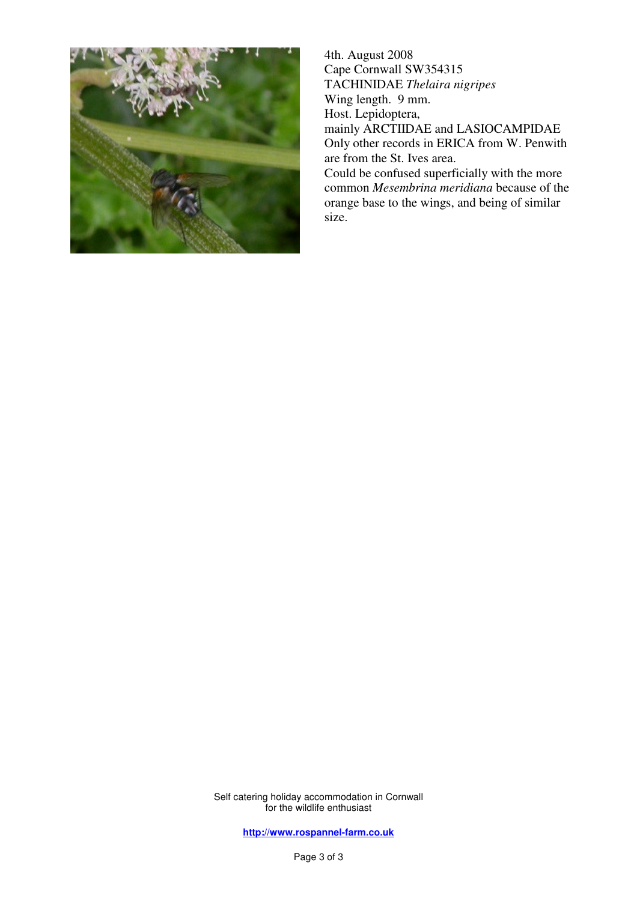4th. August 2008
Cape Cornwall SW354315
TACHINIDAE *Thelaira nigripes*
Wing length. 9 mm.
Host. Lepidoptera,
mainly ARCTIIDAE and LASIOCAMPIDAE
Only other records in ERICA from W. Penwith are from the St. Ives area.
Could be confused superficially with the more common *Mesembrina meridiana* because of the orange base to the wings, and being of similar size.

Self catering holiday accommodation in Cornwall
for the wildlife enthusiast

**http://www.rospannel-farm.co.uk**